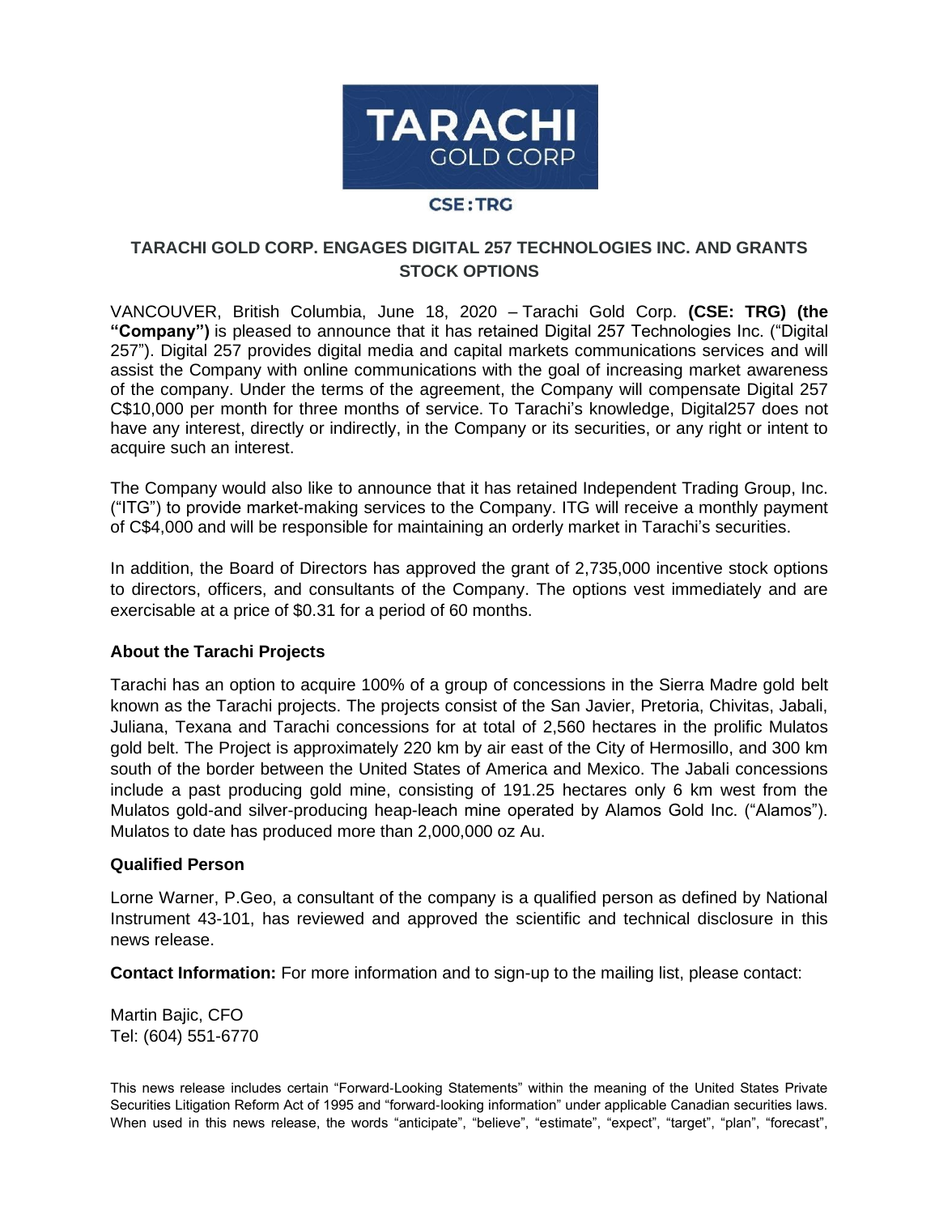**TARACHI GOLD CORP**

**CSE : TRG**

## TARACHI GOLD CORP. ENGAGES DIGITAL 257 TECHNOLOGIES INC. AND GRANTS STOCK OPTIONS

VANCOUVER, British Columbia, June 18, 2020 – Tarachi Gold Corp. **(CSE: TRG) (the "Company")** is pleased to announce that it has retained Digital 257 Technologies Inc. ("Digital 257"). Digital 257 provides digital media and capital markets communications services and will assist the Company with online communications with the goal of increasing market awareness of the company. Under the terms of the agreement, the Company will compensate Digital 257 C$10,000 per month for three months of service. To Tarachi's knowledge, Digital257 does not have any interest, directly or indirectly, in the Company or its securities, or any right or intent to acquire such an interest.

The Company would also like to announce that it has retained Independent Trading Group, Inc. ("ITG") to provide market-making services to the Company. ITG will receive a monthly payment of C$4,000 and will be responsible for maintaining an orderly market in Tarachi's securities.

In addition, the Board of Directors has approved the grant of 2,735,000 incentive stock options to directors, officers, and consultants of the Company. The options vest immediately and are exercisable at a price of $0.31 for a period of 60 months.

### About the Tarachi Projects

Tarachi has an option to acquire 100% of a group of concessions in the Sierra Madre gold belt known as the Tarachi projects. The projects consist of the San Javier, Pretoria, Chivitas, Jabali, Juliana, Texana and Tarachi concessions for at total of 2,560 hectares in the prolific Mulatos gold belt. The Project is approximately 220 km by air east of the City of Hermosillo, and 300 km south of the border between the United States of America and Mexico. The Jabali concessions include a past producing gold mine, consisting of 191.25 hectares only 6 km west from the Mulatos gold-and silver-producing heap-leach mine operated by Alamos Gold Inc. ("Alamos"). Mulatos to date has produced more than 2,000,000 oz Au.

### Qualified Person

Lorne Warner, P.Geo, a consultant of the company is a qualified person as defined by National Instrument 43-101, has reviewed and approved the scientific and technical disclosure in this news release.

**Contact Information:** For more information and to sign-up to the mailing list, please contact:

Martin Bajic, CFO
Tel: (604) 551-6770

This news release includes certain "Forward-Looking Statements" within the meaning of the United States Private Securities Litigation Reform Act of 1995 and "forward-looking information" under applicable Canadian securities laws. When used in this news release, the words "anticipate", "believe", "estimate", "expect", "target", "plan", "forecast",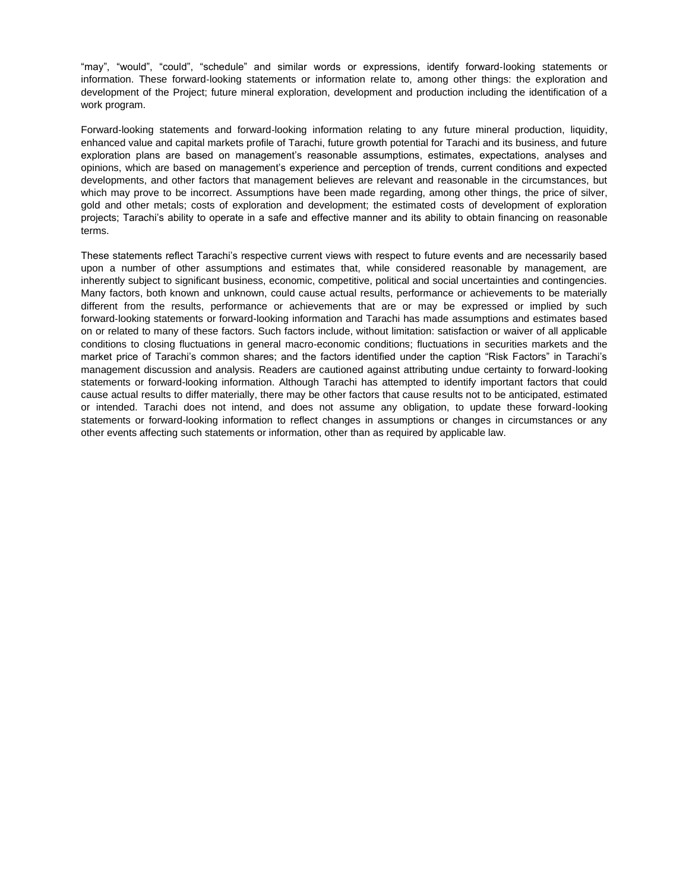"may", "would", "could", "schedule" and similar words or expressions, identify forward-looking statements or information. These forward-looking statements or information relate to, among other things: the exploration and development of the Project; future mineral exploration, development and production including the identification of a work program.

Forward-looking statements and forward-looking information relating to any future mineral production, liquidity, enhanced value and capital markets profile of Tarachi, future growth potential for Tarachi and its business, and future exploration plans are based on management's reasonable assumptions, estimates, expectations, analyses and opinions, which are based on management's experience and perception of trends, current conditions and expected developments, and other factors that management believes are relevant and reasonable in the circumstances, but which may prove to be incorrect. Assumptions have been made regarding, among other things, the price of silver, gold and other metals; costs of exploration and development; the estimated costs of development of exploration projects; Tarachi's ability to operate in a safe and effective manner and its ability to obtain financing on reasonable terms.

These statements reflect Tarachi's respective current views with respect to future events and are necessarily based upon a number of other assumptions and estimates that, while considered reasonable by management, are inherently subject to significant business, economic, competitive, political and social uncertainties and contingencies. Many factors, both known and unknown, could cause actual results, performance or achievements to be materially different from the results, performance or achievements that are or may be expressed or implied by such forward-looking statements or forward-looking information and Tarachi has made assumptions and estimates based on or related to many of these factors. Such factors include, without limitation: satisfaction or waiver of all applicable conditions to closing fluctuations in general macro-economic conditions; fluctuations in securities markets and the market price of Tarachi's common shares; and the factors identified under the caption "Risk Factors" in Tarachi's management discussion and analysis. Readers are cautioned against attributing undue certainty to forward-looking statements or forward-looking information. Although Tarachi has attempted to identify important factors that could cause actual results to differ materially, there may be other factors that cause results not to be anticipated, estimated or intended. Tarachi does not intend, and does not assume any obligation, to update these forward-looking statements or forward-looking information to reflect changes in assumptions or changes in circumstances or any other events affecting such statements or information, other than as required by applicable law.